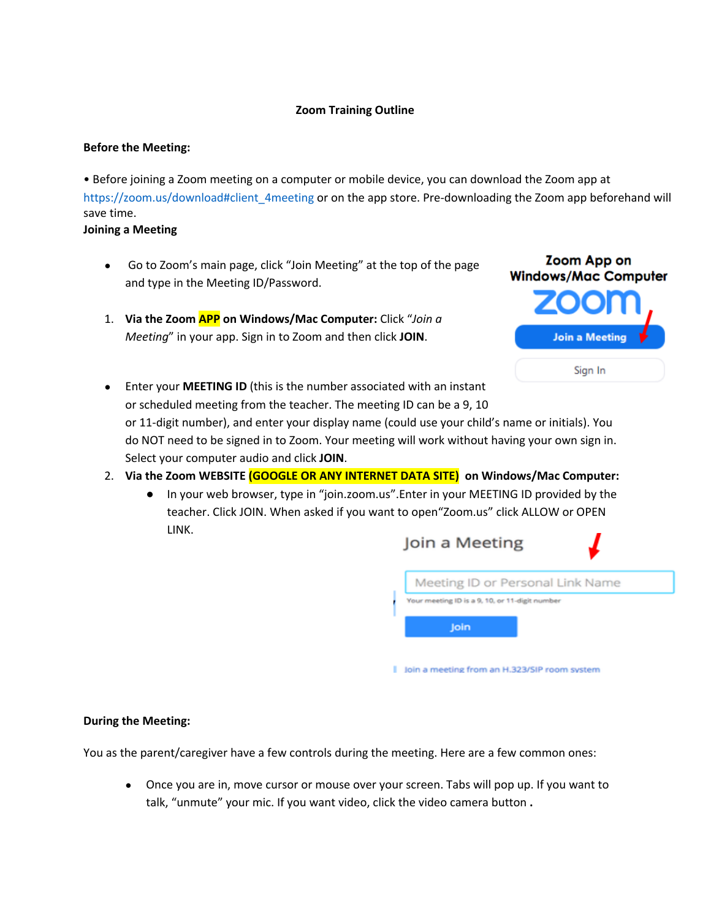# Zoom Training Outline

**Before the Meeting:**

• Before joining a Zoom meeting on a computer or mobile device, you can download the Zoom app at https://zoom.us/download#client_4meeting or on the app store. Pre-downloading the Zoom app beforehand will save time.

**Joining a Meeting**

- Go to Zoom's main page, click "Join Meeting" at the top of the page and type in the Meeting ID/Password.

1. **Via the Zoom APP on Windows/Mac Computer:** Click "*Join a Meeting*" in your app. Sign in to Zoom and then click **JOIN**.

Zoom App on Windows/Mac Computer

zoom

Join a Meeting

Sign In

- Enter your **MEETING ID** (this is the number associated with an instant or scheduled meeting from the teacher. The meeting ID can be a 9, 10 or 11-digit number), and enter your display name (could use your child's name or initials). You do NOT need to be signed in to Zoom. Your meeting will work without having your own sign in. Select your computer audio and click **JOIN**.

2. **Via the Zoom WEBSITE (GOOGLE OR ANY INTERNET DATA SITE) on Windows/Mac Computer:**
   - In your web browser, type in "join.zoom.us".Enter in your MEETING ID provided by the teacher. Click JOIN. When asked if you want to open"Zoom.us" click ALLOW or OPEN LINK.

Join a Meeting

Meeting ID or Personal Link Name

Your meeting ID is a 9, 10, or 11-digit number

Join

Join a meeting from an H.323/SIP room system

**During the Meeting:**

You as the parent/caregiver have a few controls during the meeting. Here are a few common ones:

- Once you are in, move cursor or mouse over your screen. Tabs will pop up. If you want to talk, "unmute" your mic. If you want video, click the video camera button **.**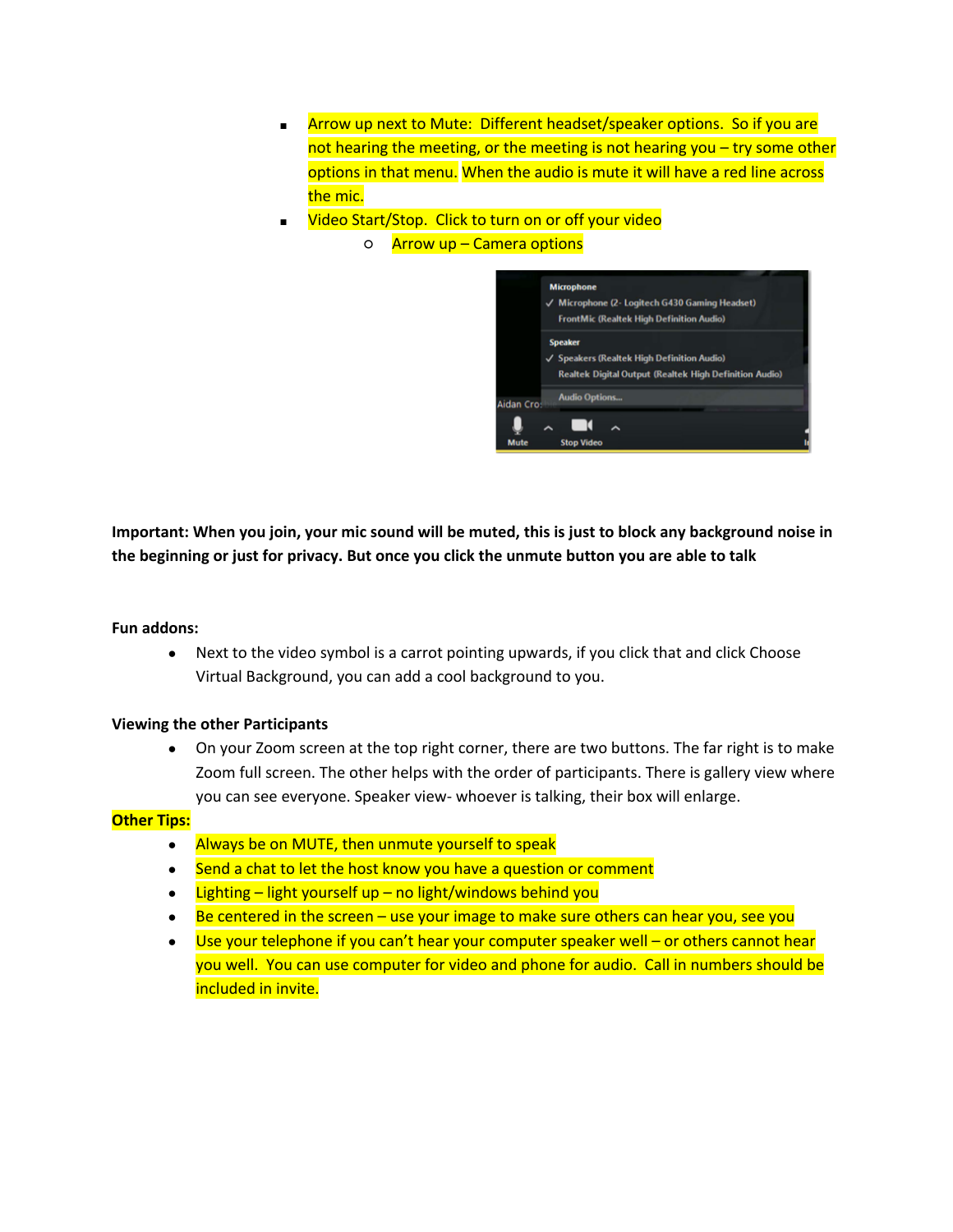- Arrow up next to Mute: Different headset/speaker options. So if you are not hearing the meeting, or the meeting is not hearing you – try some other options in that menu. When the audio is mute it will have a red line across the mic.
- Video Start/Stop. Click to turn on or off your video
  - Arrow up – Camera options

**Important: When you join, your mic sound will be muted, this is just to block any background noise in the beginning or just for privacy. But once you click the unmute button you are able to talk**

**Fun addons:**

- Next to the video symbol is a carrot pointing upwards, if you click that and click Choose Virtual Background, you can add a cool background to you.

**Viewing the other Participants**

- On your Zoom screen at the top right corner, there are two buttons. The far right is to make Zoom full screen. The other helps with the order of participants. There is gallery view where you can see everyone. Speaker view- whoever is talking, their box will enlarge.

**Other Tips:**

- Always be on MUTE, then unmute yourself to speak
- Send a chat to let the host know you have a question or comment
- Lighting – light yourself up – no light/windows behind you
- Be centered in the screen – use your image to make sure others can hear you, see you
- Use your telephone if you can't hear your computer speaker well – or others cannot hear you well. You can use computer for video and phone for audio. Call in numbers should be included in invite.